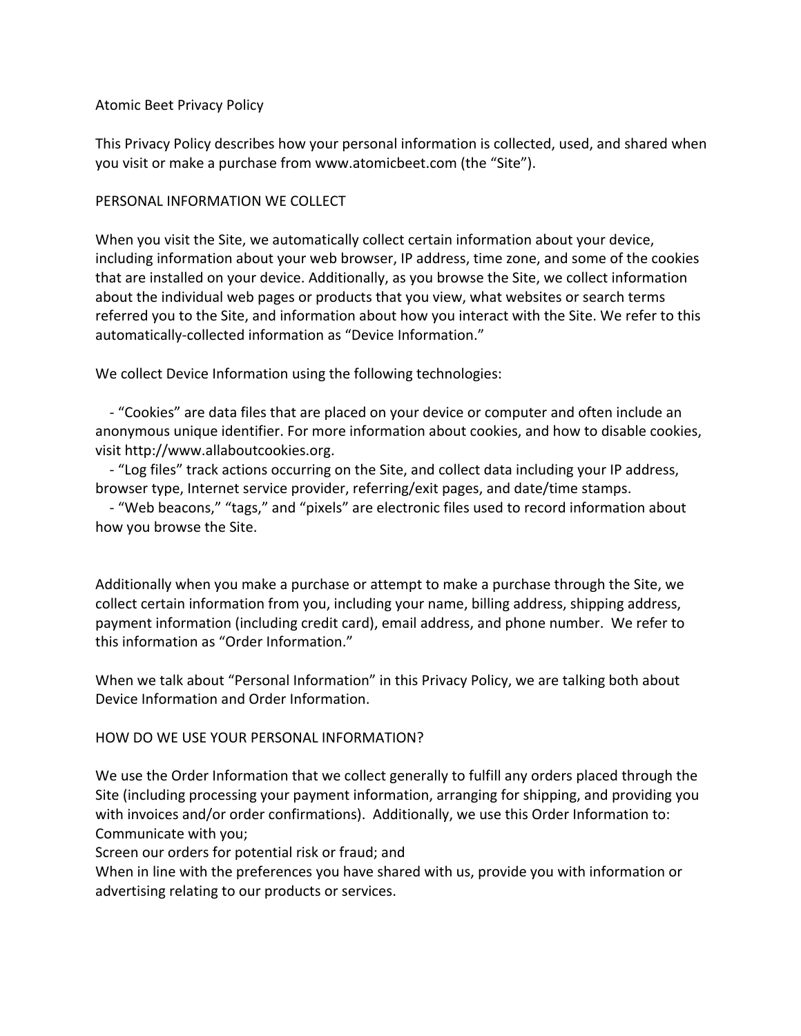# Atomic Beet Privacy Policy

This Privacy Policy describes how your personal information is collected, used, and shared when you visit or make a purchase from www.atomicbeet.com (the "Site").

## PERSONAL INFORMATION WE COLLECT

When you visit the Site, we automatically collect certain information about your device, including information about your web browser, IP address, time zone, and some of the cookies that are installed on your device. Additionally, as you browse the Site, we collect information about the individual web pages or products that you view, what websites or search terms referred you to the Site, and information about how you interact with the Site. We refer to this automatically-collected information as "Device Information."

We collect Device Information using the following technologies:

- "Cookies" are data files that are placed on your device or computer and often include an anonymous unique identifier. For more information about cookies, and how to disable cookies, visit http://www.allaboutcookies.org.
- "Log files" track actions occurring on the Site, and collect data including your IP address, browser type, Internet service provider, referring/exit pages, and date/time stamps.
- "Web beacons," "tags," and "pixels" are electronic files used to record information about how you browse the Site.

Additionally when you make a purchase or attempt to make a purchase through the Site, we collect certain information from you, including your name, billing address, shipping address, payment information (including credit card), email address, and phone number. We refer to this information as "Order Information."

When we talk about "Personal Information" in this Privacy Policy, we are talking both about Device Information and Order Information.

## HOW DO WE USE YOUR PERSONAL INFORMATION?

We use the Order Information that we collect generally to fulfill any orders placed through the Site (including processing your payment information, arranging for shipping, and providing you with invoices and/or order confirmations). Additionally, we use this Order Information to:
Communicate with you;
Screen our orders for potential risk or fraud; and
When in line with the preferences you have shared with us, provide you with information or advertising relating to our products or services.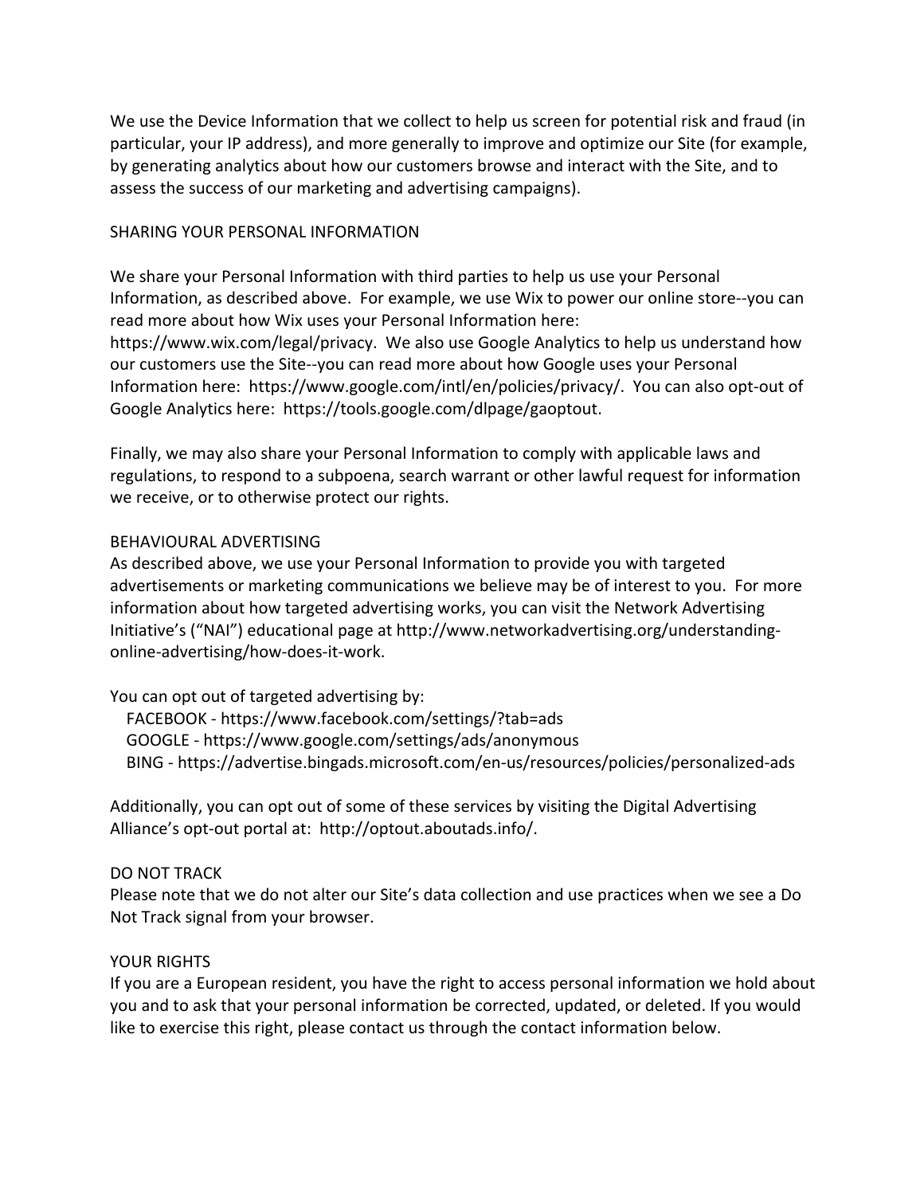We use the Device Information that we collect to help us screen for potential risk and fraud (in particular, your IP address), and more generally to improve and optimize our Site (for example, by generating analytics about how our customers browse and interact with the Site, and to assess the success of our marketing and advertising campaigns).

## SHARING YOUR PERSONAL INFORMATION

We share your Personal Information with third parties to help us use your Personal Information, as described above. For example, we use Wix to power our online store--you can read more about how Wix uses your Personal Information here: https://www.wix.com/legal/privacy. We also use Google Analytics to help us understand how our customers use the Site--you can read more about how Google uses your Personal Information here: https://www.google.com/intl/en/policies/privacy/. You can also opt-out of Google Analytics here: https://tools.google.com/dlpage/gaoptout.

Finally, we may also share your Personal Information to comply with applicable laws and regulations, to respond to a subpoena, search warrant or other lawful request for information we receive, or to otherwise protect our rights.

## BEHAVIOURAL ADVERTISING

As described above, we use your Personal Information to provide you with targeted advertisements or marketing communications we believe may be of interest to you. For more information about how targeted advertising works, you can visit the Network Advertising Initiative's ("NAI") educational page at http://www.networkadvertising.org/understanding-online-advertising/how-does-it-work.

You can opt out of targeted advertising by:

- FACEBOOK - https://www.facebook.com/settings/?tab=ads
- GOOGLE - https://www.google.com/settings/ads/anonymous
- BING - https://advertise.bingads.microsoft.com/en-us/resources/policies/personalized-ads

Additionally, you can opt out of some of these services by visiting the Digital Advertising Alliance's opt-out portal at: http://optout.aboutads.info/.

## DO NOT TRACK

Please note that we do not alter our Site's data collection and use practices when we see a Do Not Track signal from your browser.

## YOUR RIGHTS

If you are a European resident, you have the right to access personal information we hold about you and to ask that your personal information be corrected, updated, or deleted. If you would like to exercise this right, please contact us through the contact information below.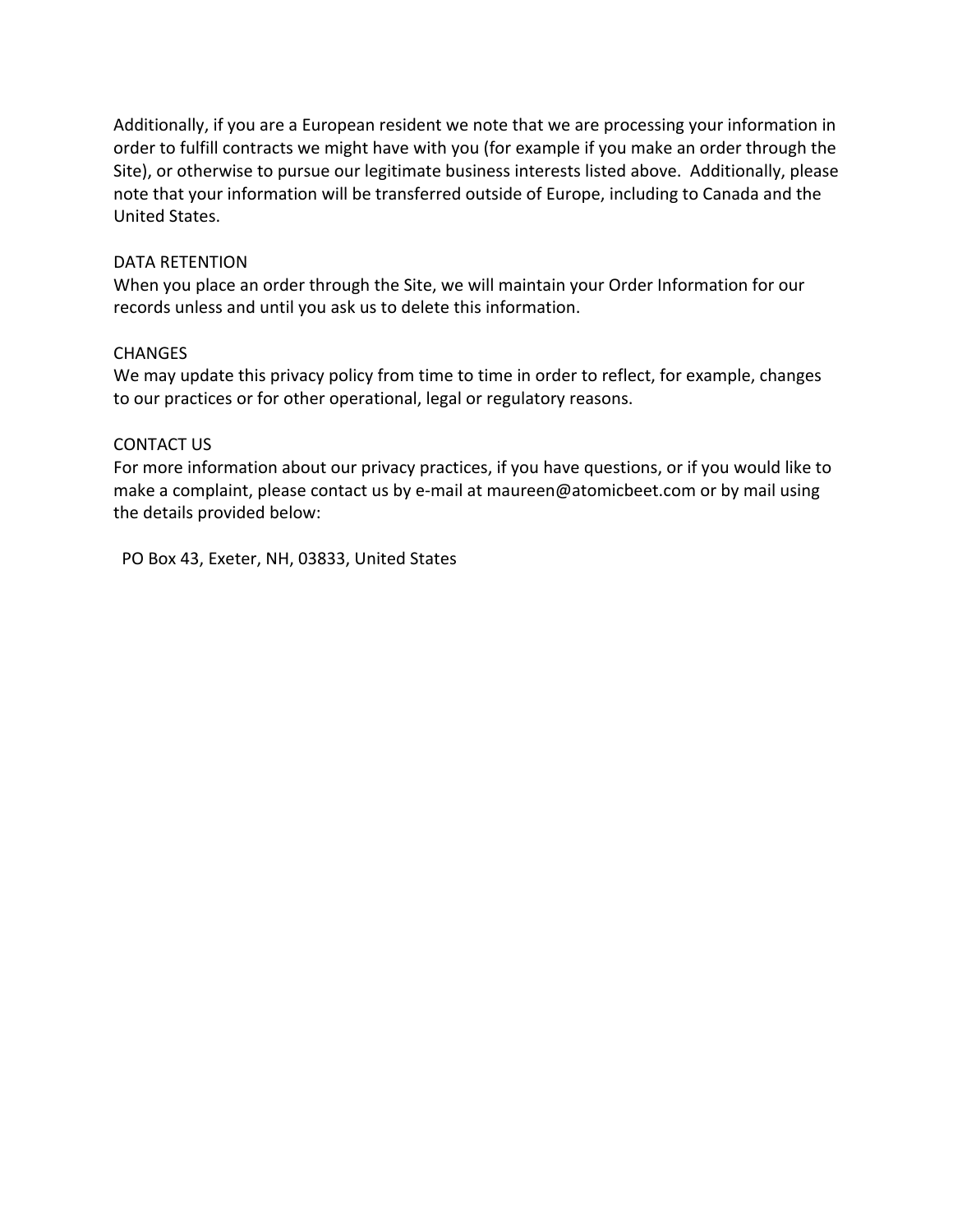Additionally, if you are a European resident we note that we are processing your information in order to fulfill contracts we might have with you (for example if you make an order through the Site), or otherwise to pursue our legitimate business interests listed above. Additionally, please note that your information will be transferred outside of Europe, including to Canada and the United States.

## DATA RETENTION

When you place an order through the Site, we will maintain your Order Information for our records unless and until you ask us to delete this information.

## CHANGES

We may update this privacy policy from time to time in order to reflect, for example, changes to our practices or for other operational, legal or regulatory reasons.

## CONTACT US

For more information about our privacy practices, if you have questions, or if you would like to make a complaint, please contact us by e-mail at maureen@atomicbeet.com or by mail using the details provided below:

PO Box 43, Exeter, NH, 03833, United States